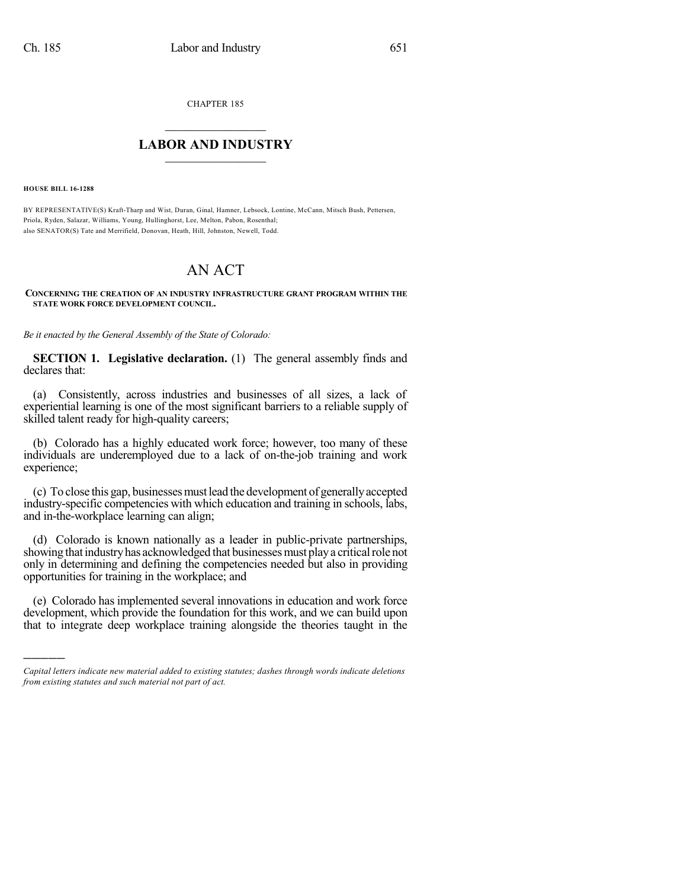CHAPTER 185

# LABOR AND INDUSTRY

**HOUSE BILL 16-1288**

BY REPRESENTATIVE(S) Kraft-Tharp and Wist, Duran, Ginal, Hamner, Lebsock, Lontine, McCann, Mitsch Bush, Pettersen, Priola, Ryden, Salazar, Williams, Young, Hullinghorst, Lee, Melton, Pabon, Rosenthal;
also SENATOR(S) Tate and Merrifield, Donovan, Heath, Hill, Johnston, Newell, Todd.

# AN ACT

**CONCERNING THE CREATION OF AN INDUSTRY INFRASTRUCTURE GRANT PROGRAM WITHIN THE STATE WORK FORCE DEVELOPMENT COUNCIL.**

*Be it enacted by the General Assembly of the State of Colorado:*

**SECTION 1. Legislative declaration.** (1) The general assembly finds and declares that:

(a) Consistently, across industries and businesses of all sizes, a lack of experiential learning is one of the most significant barriers to a reliable supply of skilled talent ready for high-quality careers;

(b) Colorado has a highly educated work force; however, too many of these individuals are underemployed due to a lack of on-the-job training and work experience;

(c) To close this gap, businesses must lead the development of generally accepted industry-specific competencies with which education and training in schools, labs, and in-the-workplace learning can align;

(d) Colorado is known nationally as a leader in public-private partnerships, showing that industry has acknowledged that businesses must play a critical role not only in determining and defining the competencies needed but also in providing opportunities for training in the workplace; and

(e) Colorado has implemented several innovations in education and work force development, which provide the foundation for this work, and we can build upon that to integrate deep workplace training alongside the theories taught in the

*Capital letters indicate new material added to existing statutes; dashes through words indicate deletions from existing statutes and such material not part of act.*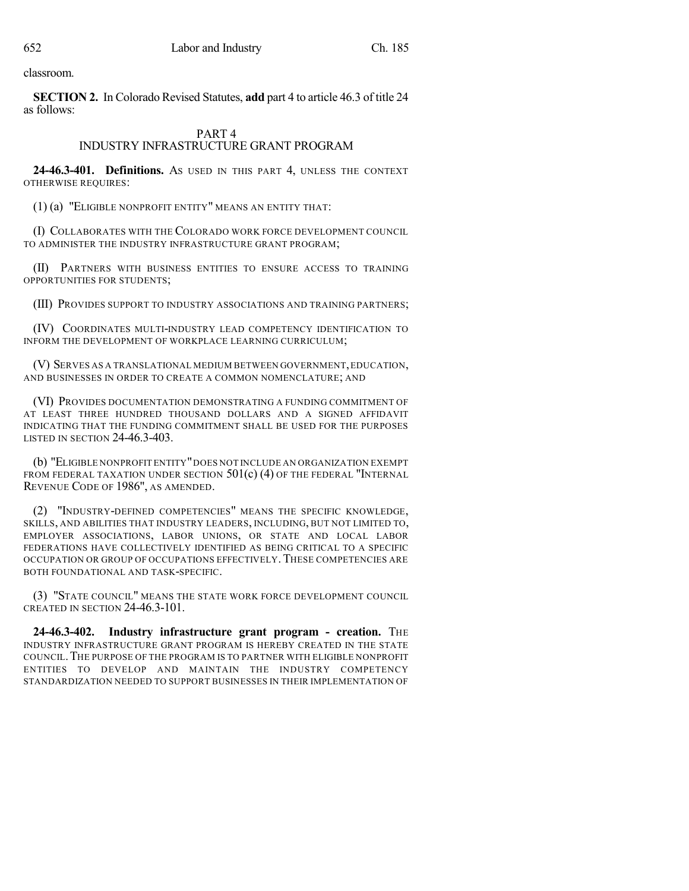classroom.

**SECTION 2.** In Colorado Revised Statutes, **add** part 4 to article 46.3 of title 24 as follows:

## PART 4
## INDUSTRY INFRASTRUCTURE GRANT PROGRAM

**24-46.3-401. Definitions.** AS USED IN THIS PART 4, UNLESS THE CONTEXT OTHERWISE REQUIRES:

(1) (a) "ELIGIBLE NONPROFIT ENTITY" MEANS AN ENTITY THAT:

(I) COLLABORATES WITH THE COLORADO WORK FORCE DEVELOPMENT COUNCIL TO ADMINISTER THE INDUSTRY INFRASTRUCTURE GRANT PROGRAM;

(II) PARTNERS WITH BUSINESS ENTITIES TO ENSURE ACCESS TO TRAINING OPPORTUNITIES FOR STUDENTS;

(III) PROVIDES SUPPORT TO INDUSTRY ASSOCIATIONS AND TRAINING PARTNERS;

(IV) COORDINATES MULTI-INDUSTRY LEAD COMPETENCY IDENTIFICATION TO INFORM THE DEVELOPMENT OF WORKPLACE LEARNING CURRICULUM;

(V) SERVES AS A TRANSLATIONAL MEDIUM BETWEEN GOVERNMENT, EDUCATION, AND BUSINESSES IN ORDER TO CREATE A COMMON NOMENCLATURE; AND

(VI) PROVIDES DOCUMENTATION DEMONSTRATING A FUNDING COMMITMENT OF AT LEAST THREE HUNDRED THOUSAND DOLLARS AND A SIGNED AFFIDAVIT INDICATING THAT THE FUNDING COMMITMENT SHALL BE USED FOR THE PURPOSES LISTED IN SECTION 24-46.3-403.

(b) "ELIGIBLE NONPROFIT ENTITY" DOES NOT INCLUDE AN ORGANIZATION EXEMPT FROM FEDERAL TAXATION UNDER SECTION 501(c) (4) OF THE FEDERAL "INTERNAL REVENUE CODE OF 1986", AS AMENDED.

(2) "INDUSTRY-DEFINED COMPETENCIES" MEANS THE SPECIFIC KNOWLEDGE, SKILLS, AND ABILITIES THAT INDUSTRY LEADERS, INCLUDING, BUT NOT LIMITED TO, EMPLOYER ASSOCIATIONS, LABOR UNIONS, OR STATE AND LOCAL LABOR FEDERATIONS HAVE COLLECTIVELY IDENTIFIED AS BEING CRITICAL TO A SPECIFIC OCCUPATION OR GROUP OF OCCUPATIONS EFFECTIVELY. THESE COMPETENCIES ARE BOTH FOUNDATIONAL AND TASK-SPECIFIC.

(3) "STATE COUNCIL" MEANS THE STATE WORK FORCE DEVELOPMENT COUNCIL CREATED IN SECTION 24-46.3-101.

**24-46.3-402. Industry infrastructure grant program - creation.** THE INDUSTRY INFRASTRUCTURE GRANT PROGRAM IS HEREBY CREATED IN THE STATE COUNCIL. THE PURPOSE OF THE PROGRAM IS TO PARTNER WITH ELIGIBLE NONPROFIT ENTITIES TO DEVELOP AND MAINTAIN THE INDUSTRY COMPETENCY STANDARDIZATION NEEDED TO SUPPORT BUSINESSES IN THEIR IMPLEMENTATION OF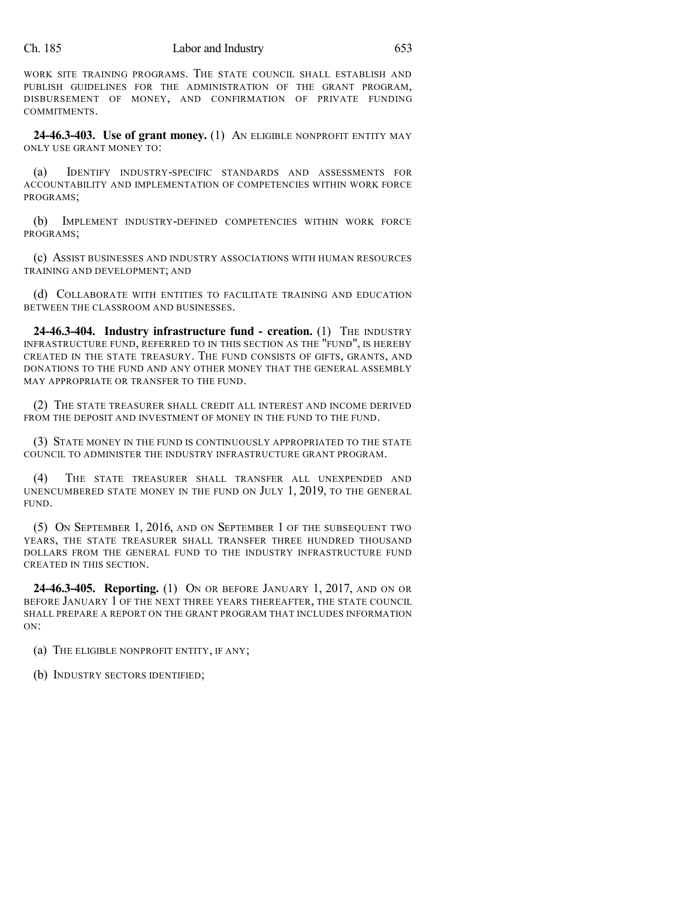WORK SITE TRAINING PROGRAMS. THE STATE COUNCIL SHALL ESTABLISH AND PUBLISH GUIDELINES FOR THE ADMINISTRATION OF THE GRANT PROGRAM, DISBURSEMENT OF MONEY, AND CONFIRMATION OF PRIVATE FUNDING COMMITMENTS.

**24-46.3-403. Use of grant money.** (1) AN ELIGIBLE NONPROFIT ENTITY MAY ONLY USE GRANT MONEY TO:

(a) IDENTIFY INDUSTRY-SPECIFIC STANDARDS AND ASSESSMENTS FOR ACCOUNTABILITY AND IMPLEMENTATION OF COMPETENCIES WITHIN WORK FORCE PROGRAMS;

(b) IMPLEMENT INDUSTRY-DEFINED COMPETENCIES WITHIN WORK FORCE PROGRAMS;

(c) ASSIST BUSINESSES AND INDUSTRY ASSOCIATIONS WITH HUMAN RESOURCES TRAINING AND DEVELOPMENT; AND

(d) COLLABORATE WITH ENTITIES TO FACILITATE TRAINING AND EDUCATION BETWEEN THE CLASSROOM AND BUSINESSES.

**24-46.3-404. Industry infrastructure fund - creation.** (1) THE INDUSTRY INFRASTRUCTURE FUND, REFERRED TO IN THIS SECTION AS THE "FUND", IS HEREBY CREATED IN THE STATE TREASURY. THE FUND CONSISTS OF GIFTS, GRANTS, AND DONATIONS TO THE FUND AND ANY OTHER MONEY THAT THE GENERAL ASSEMBLY MAY APPROPRIATE OR TRANSFER TO THE FUND.

(2) THE STATE TREASURER SHALL CREDIT ALL INTEREST AND INCOME DERIVED FROM THE DEPOSIT AND INVESTMENT OF MONEY IN THE FUND TO THE FUND.

(3) STATE MONEY IN THE FUND IS CONTINUOUSLY APPROPRIATED TO THE STATE COUNCIL TO ADMINISTER THE INDUSTRY INFRASTRUCTURE GRANT PROGRAM.

(4) THE STATE TREASURER SHALL TRANSFER ALL UNEXPENDED AND UNENCUMBERED STATE MONEY IN THE FUND ON JULY 1, 2019, TO THE GENERAL FUND.

(5) ON SEPTEMBER 1, 2016, AND ON SEPTEMBER 1 OF THE SUBSEQUENT TWO YEARS, THE STATE TREASURER SHALL TRANSFER THREE HUNDRED THOUSAND DOLLARS FROM THE GENERAL FUND TO THE INDUSTRY INFRASTRUCTURE FUND CREATED IN THIS SECTION.

**24-46.3-405. Reporting.** (1) ON OR BEFORE JANUARY 1, 2017, AND ON OR BEFORE JANUARY 1 OF THE NEXT THREE YEARS THEREAFTER, THE STATE COUNCIL SHALL PREPARE A REPORT ON THE GRANT PROGRAM THAT INCLUDES INFORMATION ON:

(a) THE ELIGIBLE NONPROFIT ENTITY, IF ANY;

(b) INDUSTRY SECTORS IDENTIFIED;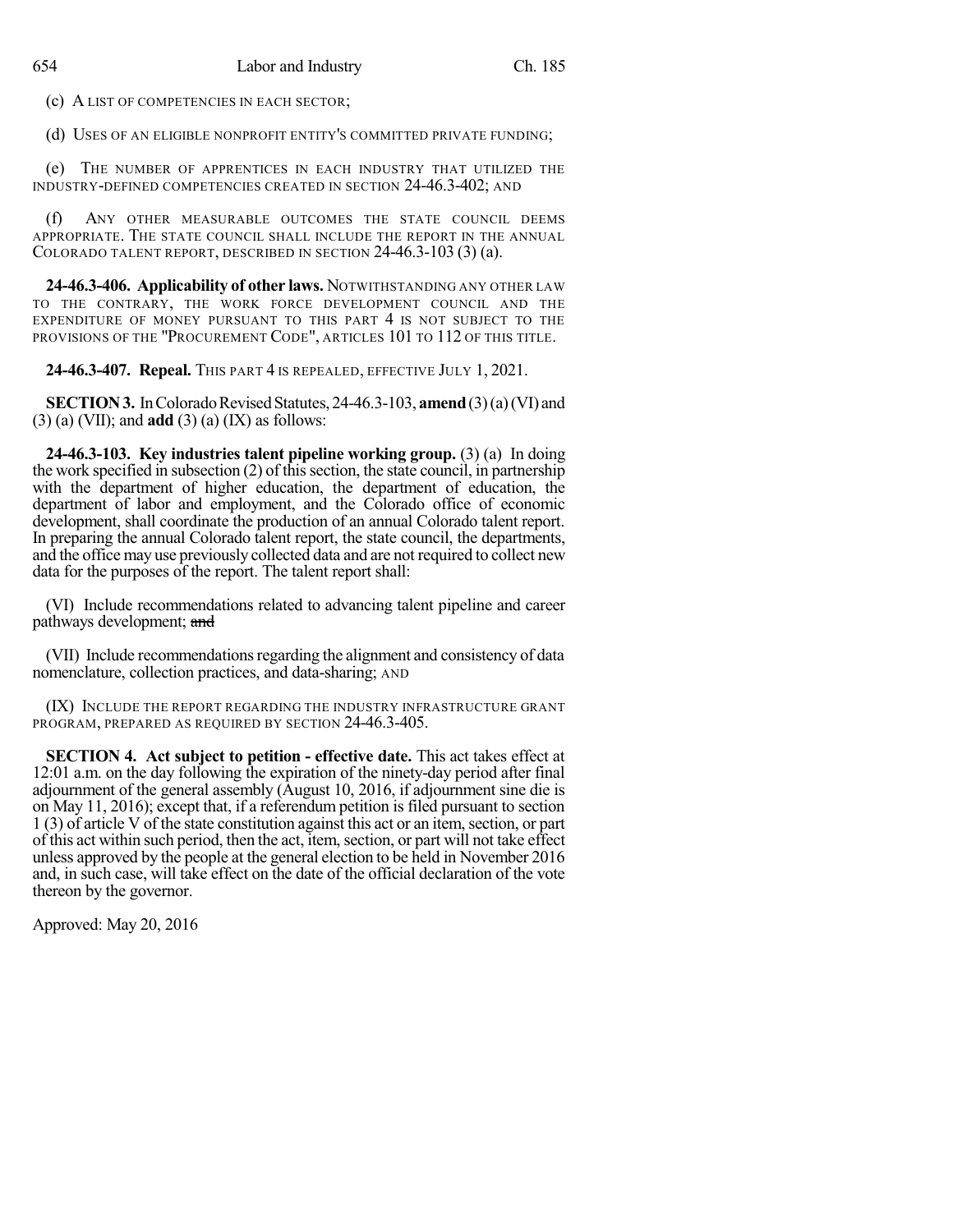(c) A LIST OF COMPETENCIES IN EACH SECTOR;

(d) USES OF AN ELIGIBLE NONPROFIT ENTITY'S COMMITTED PRIVATE FUNDING;

(e) THE NUMBER OF APPRENTICES IN EACH INDUSTRY THAT UTILIZED THE INDUSTRY-DEFINED COMPETENCIES CREATED IN SECTION 24-46.3-402; AND

(f) ANY OTHER MEASURABLE OUTCOMES THE STATE COUNCIL DEEMS APPROPRIATE. THE STATE COUNCIL SHALL INCLUDE THE REPORT IN THE ANNUAL COLORADO TALENT REPORT, DESCRIBED IN SECTION 24-46.3-103 (3) (a).

**24-46.3-406. Applicability of other laws.** NOTWITHSTANDING ANY OTHER LAW TO THE CONTRARY, THE WORK FORCE DEVELOPMENT COUNCIL AND THE EXPENDITURE OF MONEY PURSUANT TO THIS PART 4 IS NOT SUBJECT TO THE PROVISIONS OF THE "PROCUREMENT CODE", ARTICLES 101 TO 112 OF THIS TITLE.

**24-46.3-407. Repeal.** THIS PART 4 IS REPEALED, EFFECTIVE JULY 1, 2021.

**SECTION 3.** In Colorado Revised Statutes, 24-46.3-103, **amend** (3) (a) (VI) and (3) (a) (VII); and **add** (3) (a) (IX) as follows:

**24-46.3-103. Key industries talent pipeline working group.** (3) (a) In doing the work specified in subsection (2) of this section, the state council, in partnership with the department of higher education, the department of education, the department of labor and employment, and the Colorado office of economic development, shall coordinate the production of an annual Colorado talent report. In preparing the annual Colorado talent report, the state council, the departments, and the office may use previously collected data and are not required to collect new data for the purposes of the report. The talent report shall:

(VI) Include recommendations related to advancing talent pipeline and career pathways development; ~~and~~

(VII) Include recommendations regarding the alignment and consistency of data nomenclature, collection practices, and data-sharing; AND

(IX) INCLUDE THE REPORT REGARDING THE INDUSTRY INFRASTRUCTURE GRANT PROGRAM, PREPARED AS REQUIRED BY SECTION 24-46.3-405.

**SECTION 4. Act subject to petition - effective date.** This act takes effect at 12:01 a.m. on the day following the expiration of the ninety-day period after final adjournment of the general assembly (August 10, 2016, if adjournment sine die is on May 11, 2016); except that, if a referendum petition is filed pursuant to section 1 (3) of article V of the state constitution against this act or an item, section, or part of this act within such period, then the act, item, section, or part will not take effect unless approved by the people at the general election to be held in November 2016 and, in such case, will take effect on the date of the official declaration of the vote thereon by the governor.

Approved: May 20, 2016